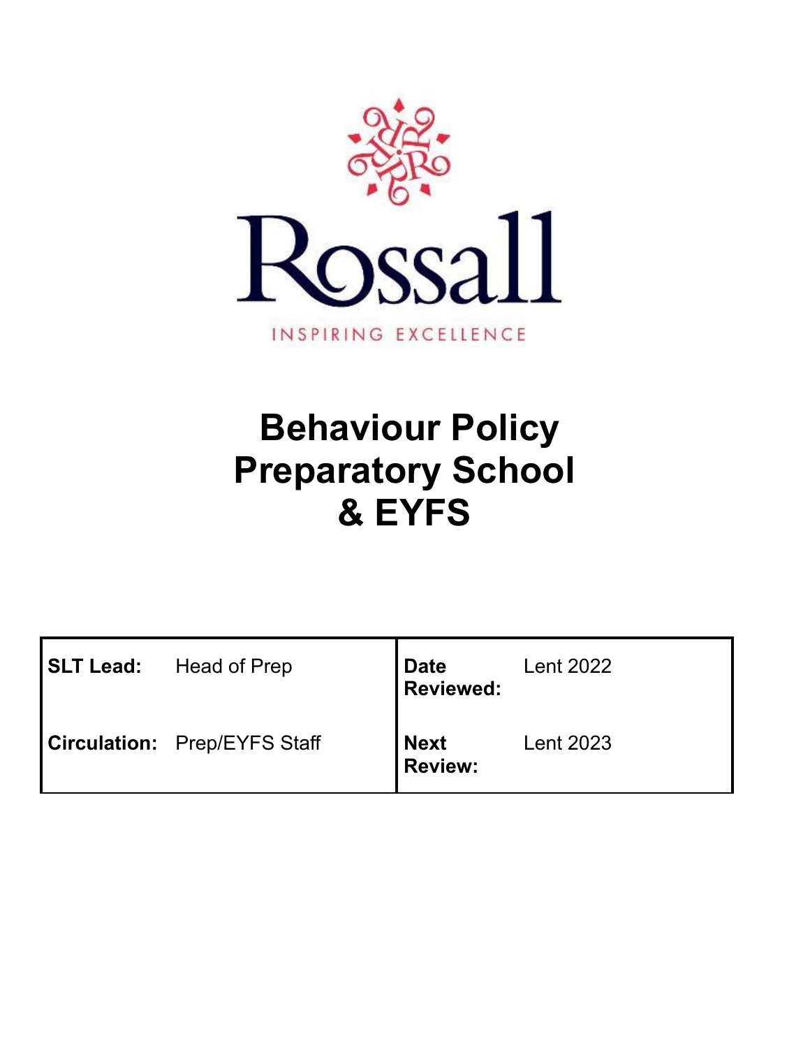Rossall

INSPIRING EXCELLENCE

# Behaviour Policy Preparatory School & EYFS

| **SLT Lead:** | Head of Prep | **Date Reviewed:** | Lent 2022 |
|---|---|---|---|
| **Circulation:** | Prep/EYFS Staff | **Next Review:** | Lent 2023 |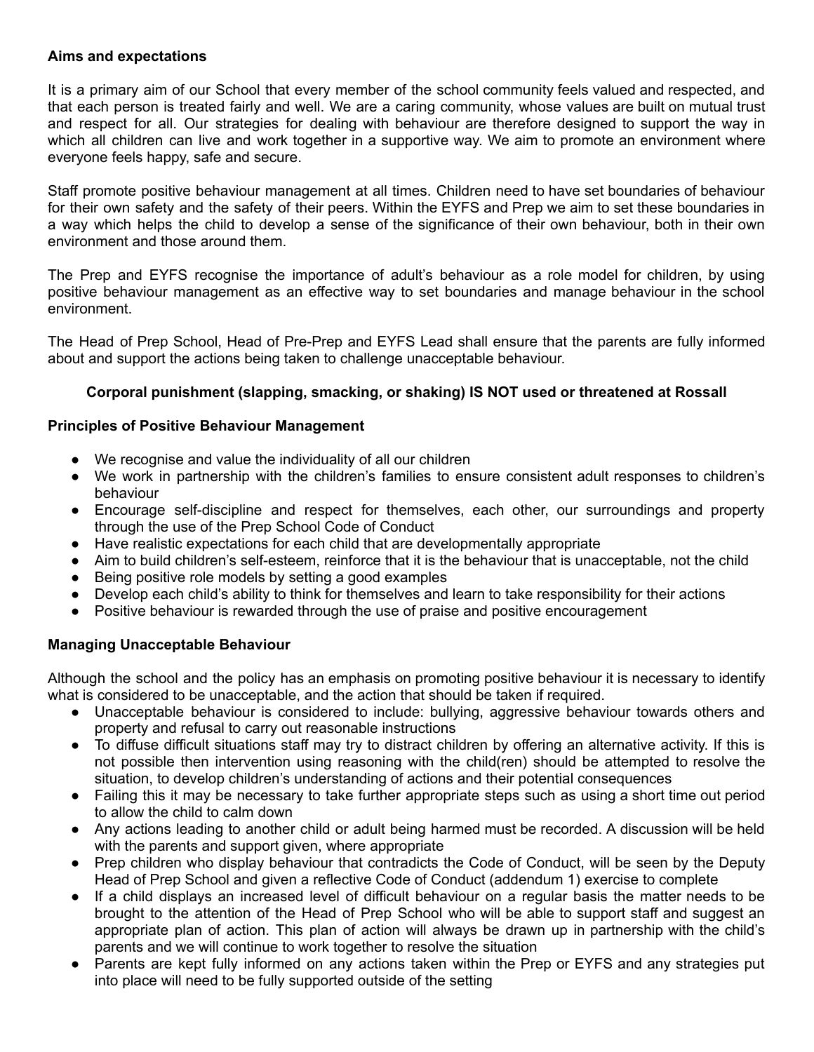**Aims and expectations**

It is a primary aim of our School that every member of the school community feels valued and respected, and that each person is treated fairly and well. We are a caring community, whose values are built on mutual trust and respect for all. Our strategies for dealing with behaviour are therefore designed to support the way in which all children can live and work together in a supportive way. We aim to promote an environment where everyone feels happy, safe and secure.

Staff promote positive behaviour management at all times. Children need to have set boundaries of behaviour for their own safety and the safety of their peers. Within the EYFS and Prep we aim to set these boundaries in a way which helps the child to develop a sense of the significance of their own behaviour, both in their own environment and those around them.

The Prep and EYFS recognise the importance of adult's behaviour as a role model for children, by using positive behaviour management as an effective way to set boundaries and manage behaviour in the school environment.

The Head of Prep School, Head of Pre-Prep and EYFS Lead shall ensure that the parents are fully informed about and support the actions being taken to challenge unacceptable behaviour.

**Corporal punishment (slapping, smacking, or shaking) IS NOT used or threatened at Rossall**

**Principles of Positive Behaviour Management**

- We recognise and value the individuality of all our children
- We work in partnership with the children's families to ensure consistent adult responses to children's behaviour
- Encourage self-discipline and respect for themselves, each other, our surroundings and property through the use of the Prep School Code of Conduct
- Have realistic expectations for each child that are developmentally appropriate
- Aim to build children's self-esteem, reinforce that it is the behaviour that is unacceptable, not the child
- Being positive role models by setting a good examples
- Develop each child's ability to think for themselves and learn to take responsibility for their actions
- Positive behaviour is rewarded through the use of praise and positive encouragement

**Managing Unacceptable Behaviour**

Although the school and the policy has an emphasis on promoting positive behaviour it is necessary to identify what is considered to be unacceptable, and the action that should be taken if required.

- Unacceptable behaviour is considered to include: bullying, aggressive behaviour towards others and property and refusal to carry out reasonable instructions
- To diffuse difficult situations staff may try to distract children by offering an alternative activity. If this is not possible then intervention using reasoning with the child(ren) should be attempted to resolve the situation, to develop children's understanding of actions and their potential consequences
- Failing this it may be necessary to take further appropriate steps such as using a short time out period to allow the child to calm down
- Any actions leading to another child or adult being harmed must be recorded. A discussion will be held with the parents and support given, where appropriate
- Prep children who display behaviour that contradicts the Code of Conduct, will be seen by the Deputy Head of Prep School and given a reflective Code of Conduct (addendum 1) exercise to complete
- If a child displays an increased level of difficult behaviour on a regular basis the matter needs to be brought to the attention of the Head of Prep School who will be able to support staff and suggest an appropriate plan of action. This plan of action will always be drawn up in partnership with the child's parents and we will continue to work together to resolve the situation
- Parents are kept fully informed on any actions taken within the Prep or EYFS and any strategies put into place will need to be fully supported outside of the setting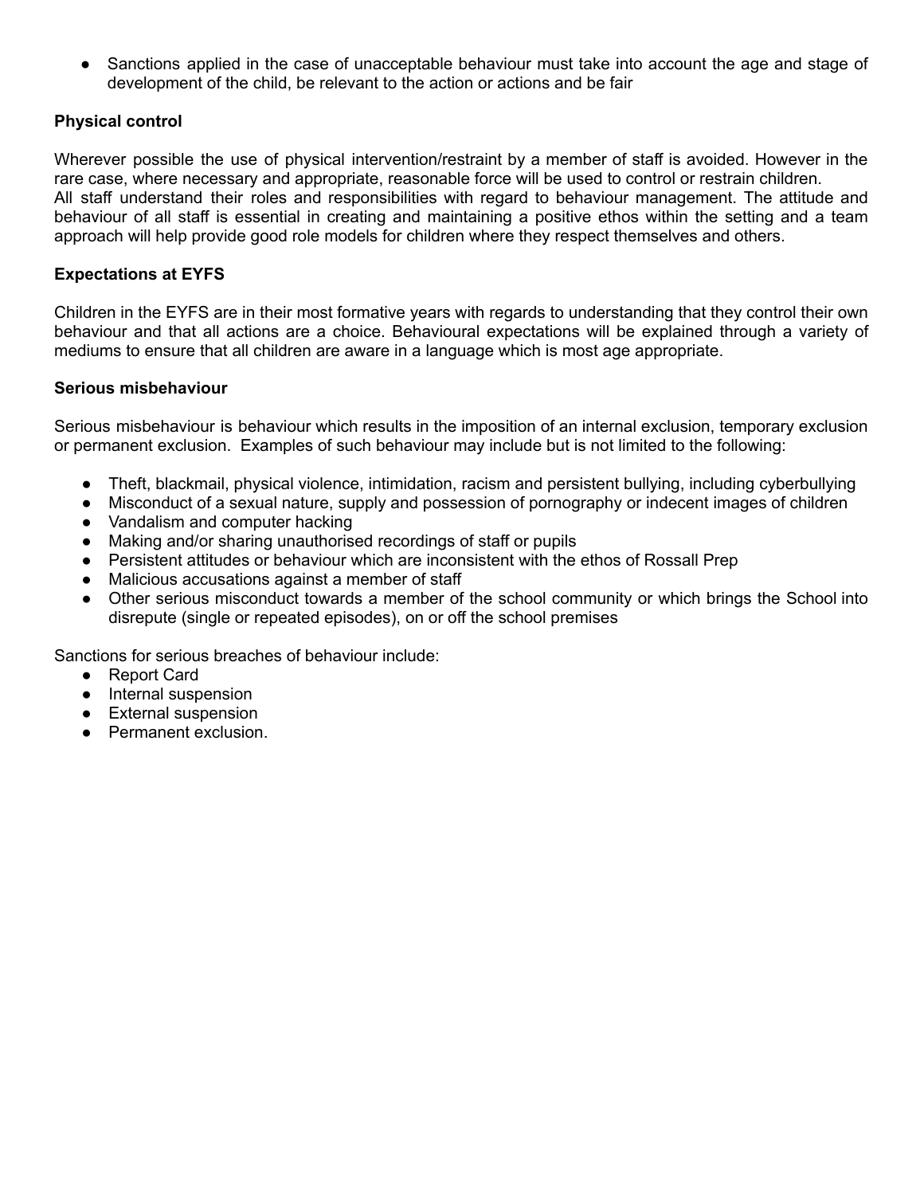- Sanctions applied in the case of unacceptable behaviour must take into account the age and stage of development of the child, be relevant to the action or actions and be fair

**Physical control**

Wherever possible the use of physical intervention/restraint by a member of staff is avoided. However in the rare case, where necessary and appropriate, reasonable force will be used to control or restrain children.
All staff understand their roles and responsibilities with regard to behaviour management. The attitude and behaviour of all staff is essential in creating and maintaining a positive ethos within the setting and a team approach will help provide good role models for children where they respect themselves and others.

**Expectations at EYFS**

Children in the EYFS are in their most formative years with regards to understanding that they control their own behaviour and that all actions are a choice. Behavioural expectations will be explained through a variety of mediums to ensure that all children are aware in a language which is most age appropriate.

**Serious misbehaviour**

Serious misbehaviour is behaviour which results in the imposition of an internal exclusion, temporary exclusion or permanent exclusion. Examples of such behaviour may include but is not limited to the following:

- Theft, blackmail, physical violence, intimidation, racism and persistent bullying, including cyberbullying
- Misconduct of a sexual nature, supply and possession of pornography or indecent images of children
- Vandalism and computer hacking
- Making and/or sharing unauthorised recordings of staff or pupils
- Persistent attitudes or behaviour which are inconsistent with the ethos of Rossall Prep
- Malicious accusations against a member of staff
- Other serious misconduct towards a member of the school community or which brings the School into disrepute (single or repeated episodes), on or off the school premises

Sanctions for serious breaches of behaviour include:

- Report Card
- Internal suspension
- External suspension
- Permanent exclusion.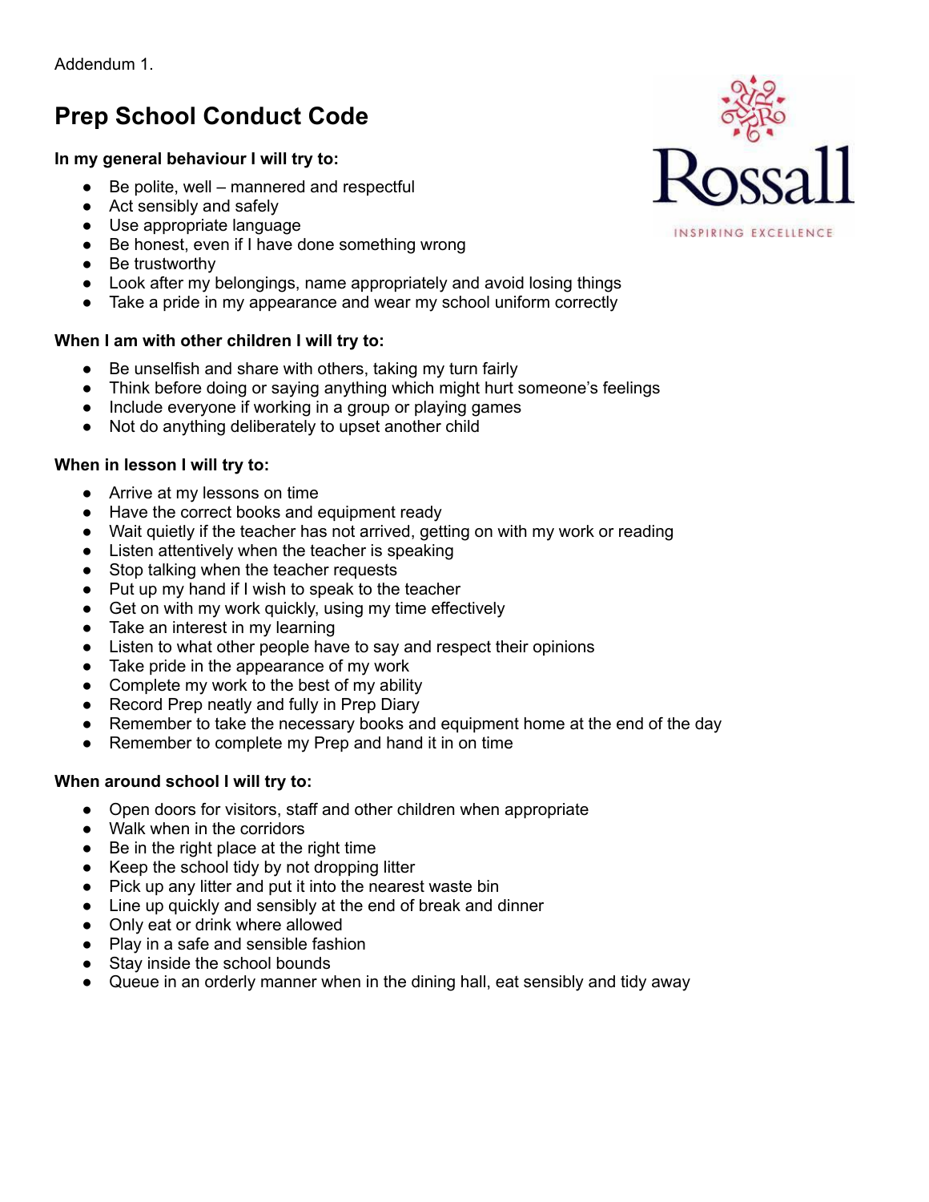Addendum 1.

# Prep School Conduct Code

**In my general behaviour I will try to:**

- Be polite, well – mannered and respectful
- Act sensibly and safely
- Use appropriate language
- Be honest, even if I have done something wrong
- Be trustworthy
- Look after my belongings, name appropriately and avoid losing things
- Take a pride in my appearance and wear my school uniform correctly

**When I am with other children I will try to:**

- Be unselfish and share with others, taking my turn fairly
- Think before doing or saying anything which might hurt someone's feelings
- Include everyone if working in a group or playing games
- Not do anything deliberately to upset another child

**When in lesson I will try to:**

- Arrive at my lessons on time
- Have the correct books and equipment ready
- Wait quietly if the teacher has not arrived, getting on with my work or reading
- Listen attentively when the teacher is speaking
- Stop talking when the teacher requests
- Put up my hand if I wish to speak to the teacher
- Get on with my work quickly, using my time effectively
- Take an interest in my learning
- Listen to what other people have to say and respect their opinions
- Take pride in the appearance of my work
- Complete my work to the best of my ability
- Record Prep neatly and fully in Prep Diary
- Remember to take the necessary books and equipment home at the end of the day
- Remember to complete my Prep and hand it in on time

**When around school I will try to:**

- Open doors for visitors, staff and other children when appropriate
- Walk when in the corridors
- Be in the right place at the right time
- Keep the school tidy by not dropping litter
- Pick up any litter and put it into the nearest waste bin
- Line up quickly and sensibly at the end of break and dinner
- Only eat or drink where allowed
- Play in a safe and sensible fashion
- Stay inside the school bounds
- Queue in an orderly manner when in the dining hall, eat sensibly and tidy away